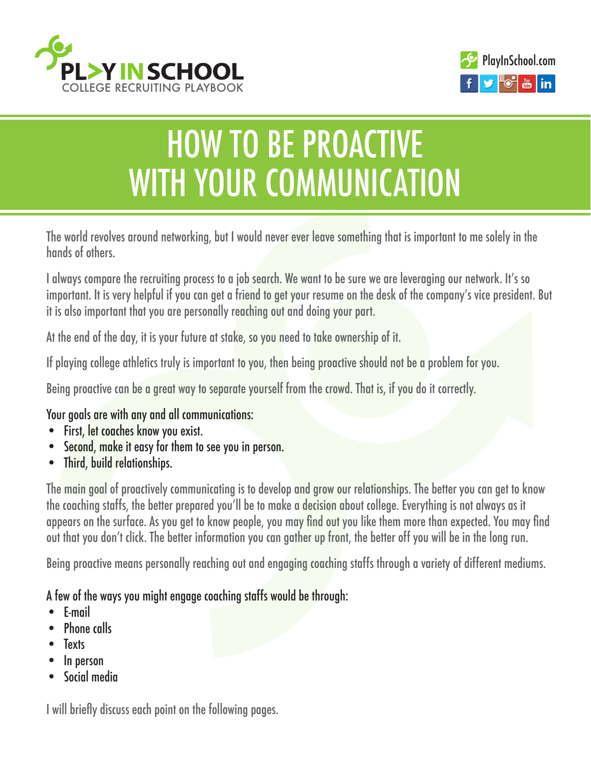# HOW TO BE PROACTIVE WITH YOUR COMMUNICATION

The world revolves around networking, but I would never ever leave something that is important to me solely in the hands of others.

I always compare the recruiting process to a job search. We want to be sure we are leveraging our network. It's so important. It is very helpful if you can get a friend to get your resume on the desk of the company's vice president. But it is also important that you are personally reaching out and doing your part.

At the end of the day, it is your future at stake, so you need to take ownership of it.

If playing college athletics truly is important to you, then being proactive should not be a problem for you.

Being proactive can be a great way to separate yourself from the crowd. That is, if you do it correctly.

Your goals are with any and all communications:

- First, let coaches know you exist.
- Second, make it easy for them to see you in person.
- Third, build relationships.

The main goal of proactively communicating is to develop and grow our relationships. The better you can get to know the coaching staffs, the better prepared you'll be to make a decision about college. Everything is not always as it appears on the surface. As you get to know people, you may find out you like them more than expected. You may find out that you don't click. The better information you can gather up front, the better off you will be in the long run.

Being proactive means personally reaching out and engaging coaching staffs through a variety of different mediums.

A few of the ways you might engage coaching staffs would be through:

- E-mail
- Phone calls
- Texts
- In person
- Social media

I will briefly discuss each point on the following pages.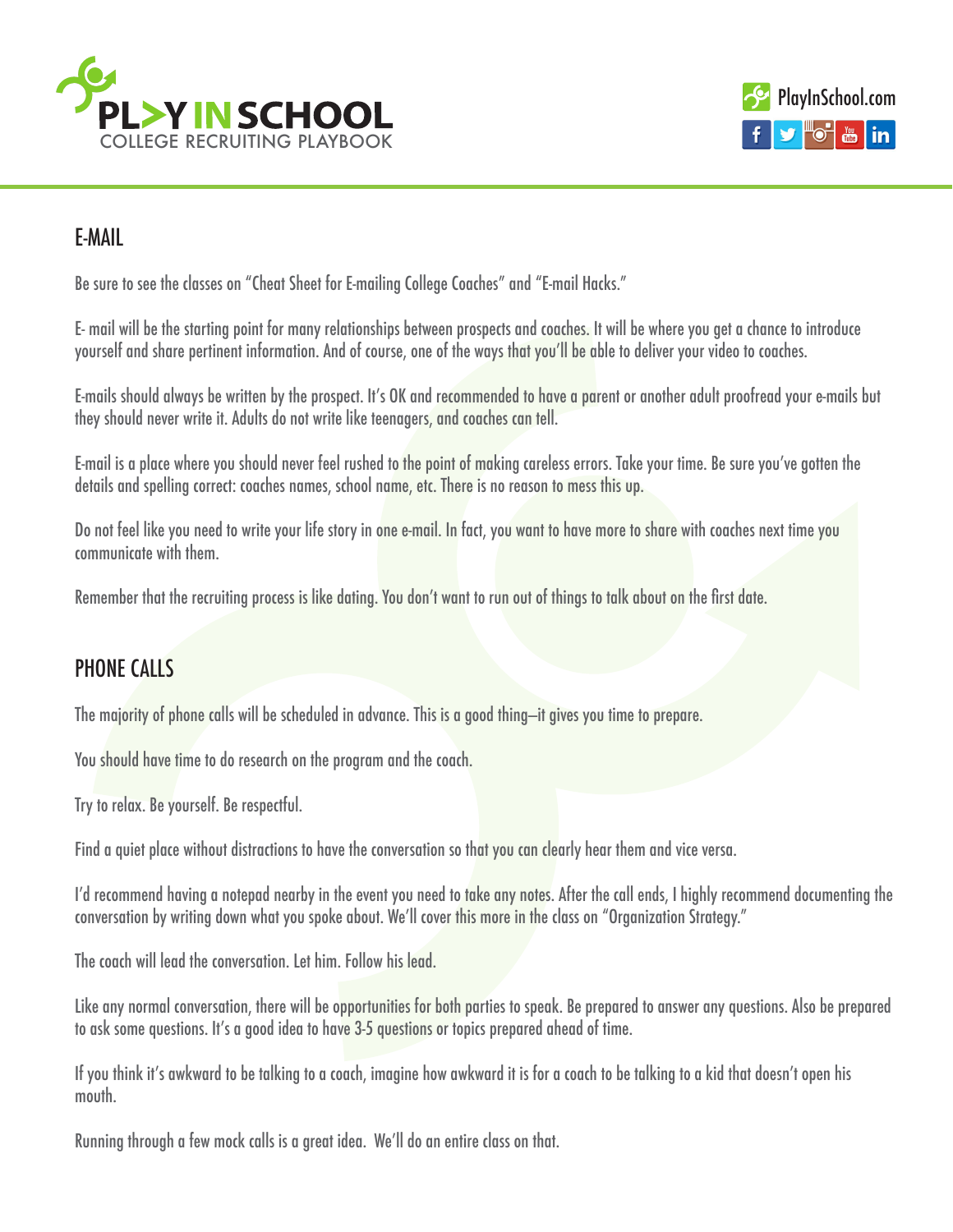## E-MAIL

Be sure to see the classes on "Cheat Sheet for E-mailing College Coaches" and "E-mail Hacks."

E- mail will be the starting point for many relationships between prospects and coaches. It will be where you get a chance to introduce yourself and share pertinent information. And of course, one of the ways that you'll be able to deliver your video to coaches.

E-mails should always be written by the prospect. It's OK and recommended to have a parent or another adult proofread your e-mails but they should never write it. Adults do not write like teenagers, and coaches can tell.

E-mail is a place where you should never feel rushed to the point of making careless errors. Take your time. Be sure you've gotten the details and spelling correct: coaches names, school name, etc. There is no reason to mess this up.

Do not feel like you need to write your life story in one e-mail. In fact, you want to have more to share with coaches next time you communicate with them.

Remember that the recruiting process is like dating. You don't want to run out of things to talk about on the first date.

## PHONE CALLS

The majority of phone calls will be scheduled in advance. This is a good thing–it gives you time to prepare.

You should have time to do research on the program and the coach.

Try to relax. Be yourself. Be respectful.

Find a quiet place without distractions to have the conversation so that you can clearly hear them and vice versa.

I'd recommend having a notepad nearby in the event you need to take any notes. After the call ends, I highly recommend documenting the conversation by writing down what you spoke about. We'll cover this more in the class on "Organization Strategy."

The coach will lead the conversation. Let him. Follow his lead.

Like any normal conversation, there will be opportunities for both parties to speak. Be prepared to answer any questions. Also be prepared to ask some questions. It's a good idea to have 3-5 questions or topics prepared ahead of time.

If you think it's awkward to be talking to a coach, imagine how awkward it is for a coach to be talking to a kid that doesn't open his mouth.

Running through a few mock calls is a great idea. We'll do an entire class on that.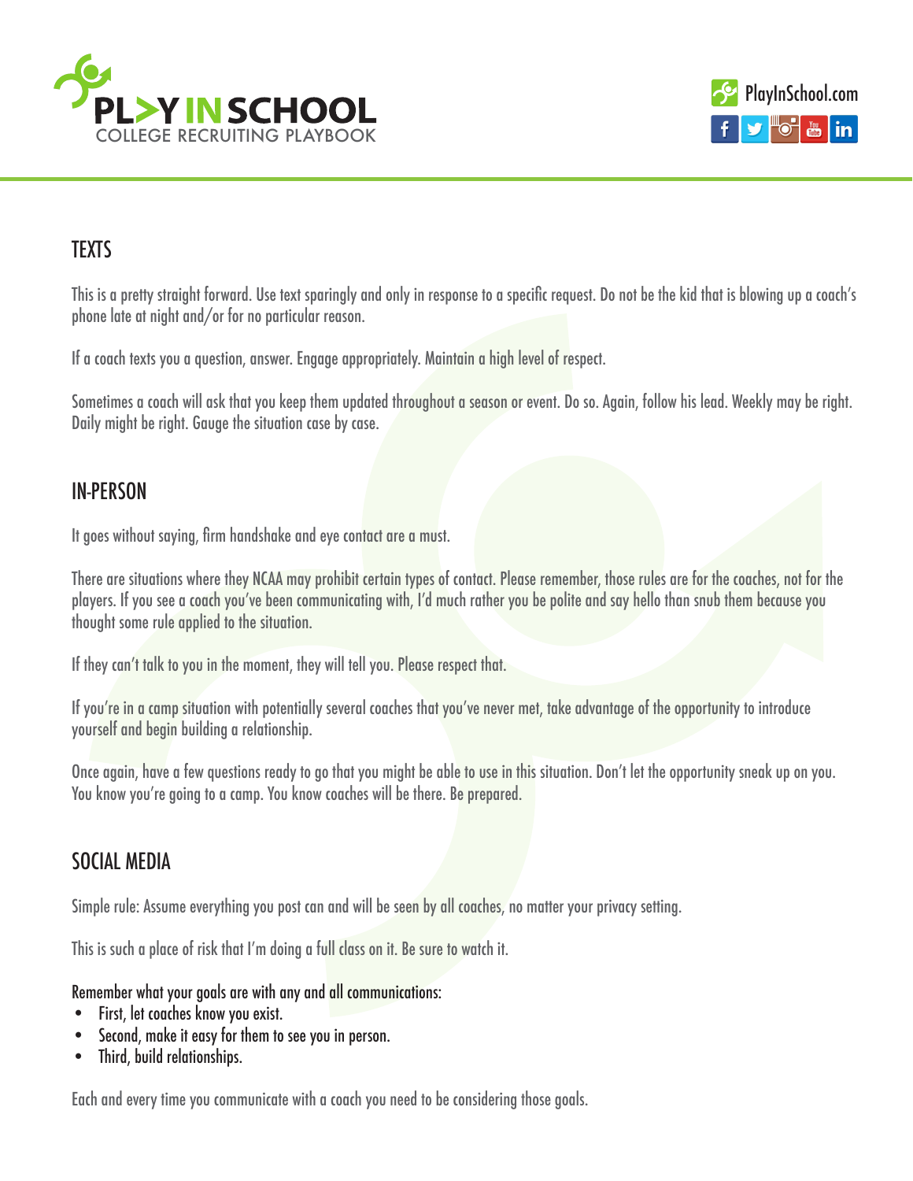## TEXTS

This is a pretty straight forward. Use text sparingly and only in response to a specific request. Do not be the kid that is blowing up a coach's phone late at night and/or for no particular reason.

If a coach texts you a question, answer. Engage appropriately. Maintain a high level of respect.

Sometimes a coach will ask that you keep them updated throughout a season or event. Do so. Again, follow his lead. Weekly may be right. Daily might be right. Gauge the situation case by case.

## IN-PERSON

It goes without saying, firm handshake and eye contact are a must.

There are situations where they NCAA may prohibit certain types of contact. Please remember, those rules are for the coaches, not for the players. If you see a coach you've been communicating with, I'd much rather you be polite and say hello than snub them because you thought some rule applied to the situation.

If they can't talk to you in the moment, they will tell you. Please respect that.

If you're in a camp situation with potentially several coaches that you've never met, take advantage of the opportunity to introduce yourself and begin building a relationship.

Once again, have a few questions ready to go that you might be able to use in this situation. Don't let the opportunity sneak up on you. You know you're going to a camp. You know coaches will be there. Be prepared.

## SOCIAL MEDIA

Simple rule: Assume everything you post can and will be seen by all coaches, no matter your privacy setting.

This is such a place of risk that I'm doing a full class on it. Be sure to watch it.

Remember what your goals are with any and all communications:

- First, let coaches know you exist.
- Second, make it easy for them to see you in person.
- Third, build relationships.

Each and every time you communicate with a coach you need to be considering those goals.